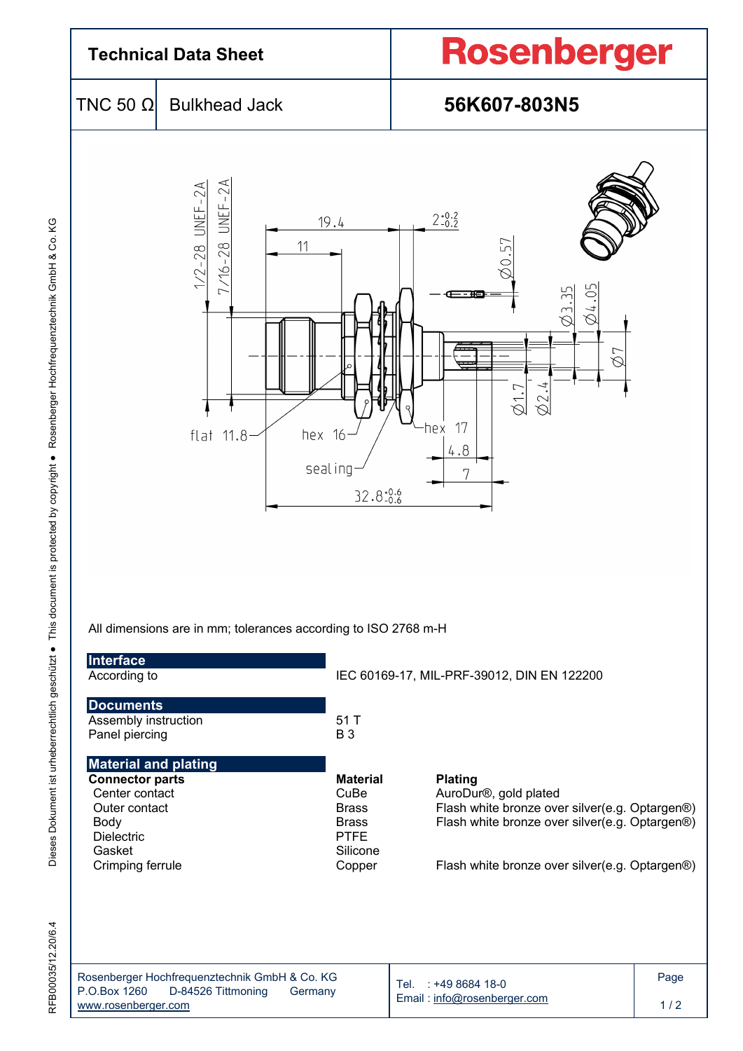# Technical Data Sheet

**Rosenberger**

| TNC 50 Ω | Bulkhead Jack | **56K607-803N5** |
|---|---|---|

All dimensions are in mm; tolerances according to ISO 2768 m-H

## Interface

| | |
|---|---|
| According to | IEC 60169-17, MIL-PRF-39012, DIN EN 122200 |

## Documents

| | |
|---|---|
| Assembly instruction | 51 T |
| Panel piercing | B 3 |

## Material and plating

| **Connector parts** | **Material** | **Plating** |
|---|---|---|
| Center contact | CuBe | AuroDur®, gold plated |
| Outer contact | Brass | Flash white bronze over silver(e.g. Optargen®) |
| Body | Brass | Flash white bronze over silver(e.g. Optargen®) |
| Dielectric | PTFE | |
| Gasket | Silicone | |
| Crimping ferrule | Copper | Flash white bronze over silver(e.g. Optargen®) |

Rosenberger Hochfrequenztechnik GmbH & Co. KG
P.O.Box 1260 D-84526 Tittmoning Germany
www.rosenberger.com

Tel. : +49 8684 18-0
Email : info@rosenberger.com

RFB00035/12.20/6.4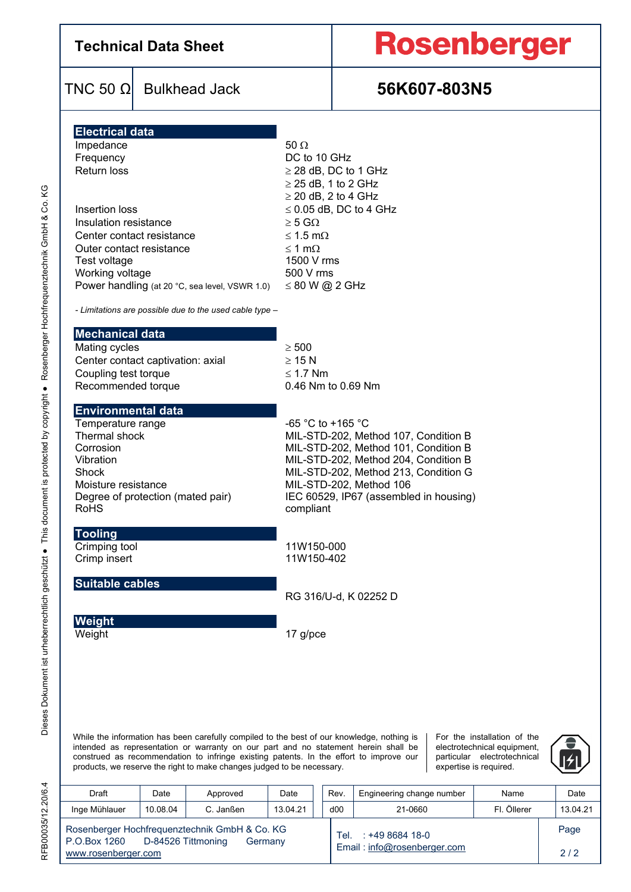# Technical Data Sheet

**Rosenberger**

TNC 50 Ω | Bulkhead Jack | **56K607-803N5**

## Electrical data

| | |
|---|---|
| Impedance | 50 Ω |
| Frequency | DC to 10 GHz |
| Return loss | ≥ 28 dB, DC to 1 GHz |
| | ≥ 25 dB, 1 to 2 GHz |
| | ≥ 20 dB, 2 to 4 GHz |
| Insertion loss | ≤ 0.05 dB, DC to 4 GHz |
| Insulation resistance | ≥ 5 GΩ |
| Center contact resistance | ≤ 1.5 mΩ |
| Outer contact resistance | ≤ 1 mΩ |
| Test voltage | 1500 V rms |
| Working voltage | 500 V rms |
| Power handling (at 20 °C, sea level, VSWR 1.0) | ≤ 80 W @ 2 GHz |

*- Limitations are possible due to the used cable type –*

## Mechanical data

| | |
|---|---|
| Mating cycles | ≥ 500 |
| Center contact captivation: axial | ≥ 15 N |
| Coupling test torque | ≤ 1.7 Nm |
| Recommended torque | 0.46 Nm to 0.69 Nm |

## Environmental data

| | |
|---|---|
| Temperature range | -65 °C to +165 °C |
| Thermal shock | MIL-STD-202, Method 107, Condition B |
| Corrosion | MIL-STD-202, Method 101, Condition B |
| Vibration | MIL-STD-202, Method 204, Condition B |
| Shock | MIL-STD-202, Method 213, Condition G |
| Moisture resistance | MIL-STD-202, Method 106 |
| Degree of protection (mated pair) | IEC 60529, IP67 (assembled in housing) |
| RoHS | compliant |

## Tooling

| | |
|---|---|
| Crimping tool | 11W150-000 |
| Crimp insert | 11W150-402 |

## Suitable cables

RG 316/U-d, K 02252 D

## Weight

| | |
|---|---|
| Weight | 17 g/pce |

While the information has been carefully compiled to the best of our knowledge, nothing is intended as representation or warranty on our part and no statement herein shall be construed as recommendation to infringe existing patents. In the effort to improve our products, we reserve the right to make changes judged to be necessary.

For the installation of the electrotechnical equipment, particular electrotechnical expertise is required.

| Draft | Date | Approved | Date | Rev. | Engineering change number | Name | Date |
|---|---|---|---|---|---|---|---|
| Inge Mühlauer | 10.08.04 | C. Janßen | 13.04.21 | d00 | 21-0660 | Fl. Öllerer | 13.04.21 |

Rosenberger Hochfrequenztechnik GmbH & Co. KG
P.O.Box 1260 D-84526 Tittmoning Germany
www.rosenberger.com

Tel. : +49 8684 18-0
Email : info@rosenberger.com

RFB00035/12.20/6.4

Dieses Dokument ist urheberrechtlich geschützt ● This document is protected by copyright ● Rosenberger Hochfrequenztechnik GmbH & Co. KG